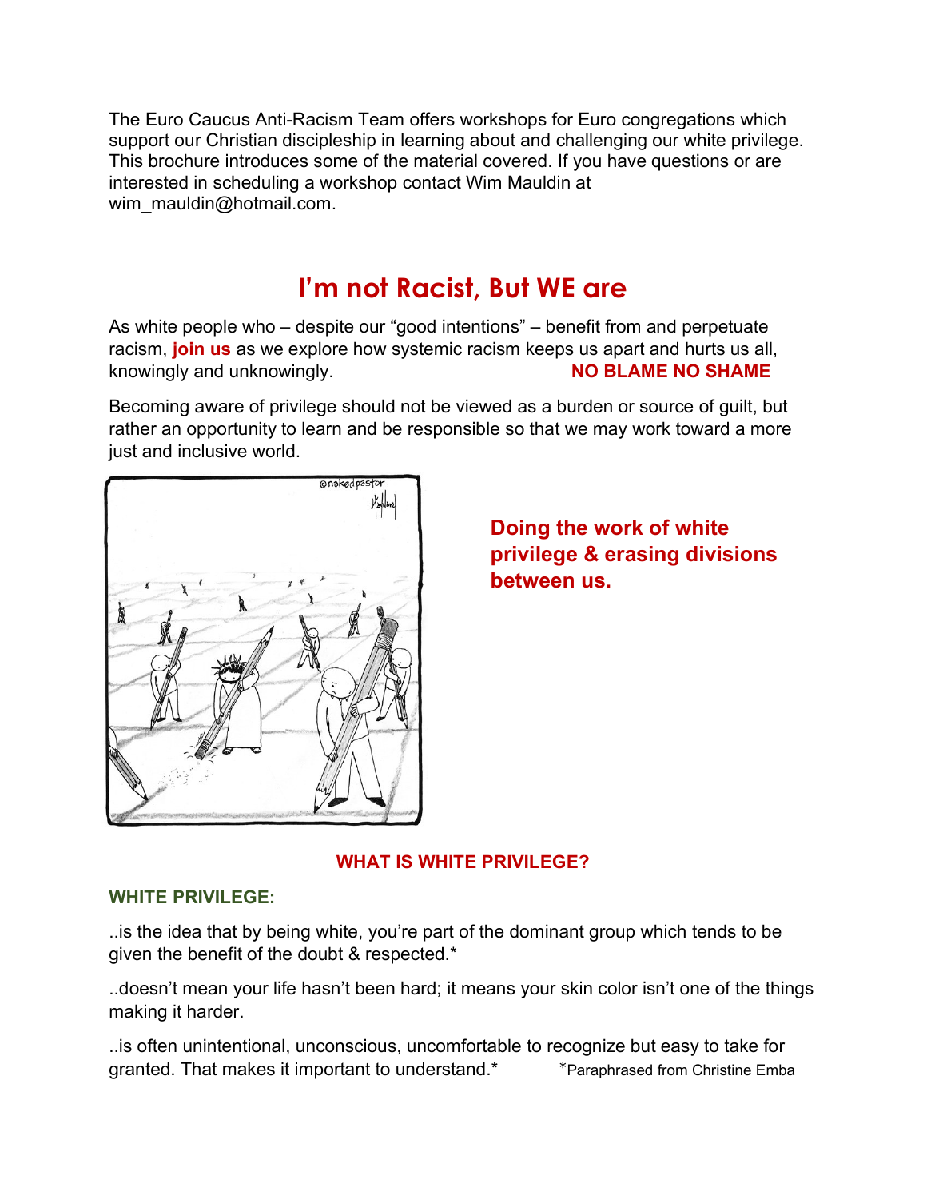The Euro Caucus Anti-Racism Team offers workshops for Euro congregations which support our Christian discipleship in learning about and challenging our white privilege. This brochure introduces some of the material covered. If you have questions or are interested in scheduling a workshop contact Wim Mauldin at wim_mauldin@hotmail.com.

# I'm not Racist, But WE are

As white people who – despite our "good intentions" – benefit from and perpetuate racism, **join us** as we explore how systemic racism keeps us apart and hurts us all, knowingly and unknowingly. **NO BLAME NO SHAME**

Becoming aware of privilege should not be viewed as a burden or source of guilt, but rather an opportunity to learn and be responsible so that we may work toward a more just and inclusive world.

**Doing the work of white privilege & erasing divisions between us.**

## WHAT IS WHITE PRIVILEGE?

### WHITE PRIVILEGE:

..is the idea that by being white, you're part of the dominant group which tends to be given the benefit of the doubt & respected.*

..doesn't mean your life hasn't been hard; it means your skin color isn't one of the things making it harder.

..is often unintentional, unconscious, uncomfortable to recognize but easy to take for granted. That makes it important to understand.* 

*Paraphrased from Christine Emba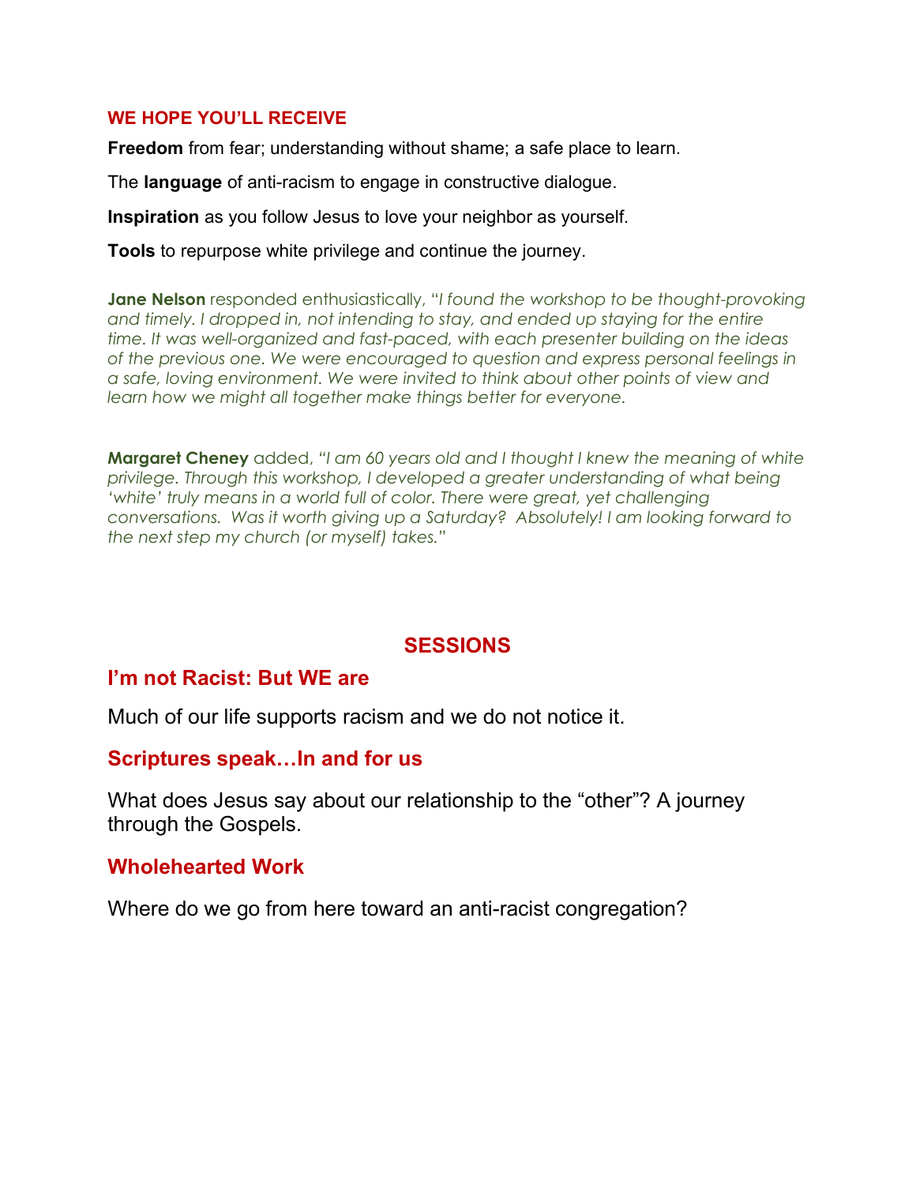### WE HOPE YOU'LL RECEIVE

**Freedom** from fear; understanding without shame; a safe place to learn.

The **language** of anti-racism to engage in constructive dialogue.

**Inspiration** as you follow Jesus to love your neighbor as yourself.

**Tools** to repurpose white privilege and continue the journey.

**Jane Nelson** responded enthusiastically, "*I found the workshop to be thought-provoking and timely. I dropped in, not intending to stay, and ended up staying for the entire time. It was well-organized and fast-paced, with each presenter building on the ideas of the previous one. We were encouraged to question and express personal feelings in a safe, loving environment. We were invited to think about other points of view and learn how we might all together make things better for everyone.*

**Margaret Cheney** added, "*I am 60 years old and I thought I knew the meaning of white privilege. Through this workshop, I developed a greater understanding of what being 'white' truly means in a world full of color. There were great, yet challenging conversations. Was it worth giving up a Saturday? Absolutely! I am looking forward to the next step my church (or myself) takes.*"

## SESSIONS

### I'm not Racist: But WE are

Much of our life supports racism and we do not notice it.

### Scriptures speak…In and for us

What does Jesus say about our relationship to the "other"? A journey through the Gospels.

### Wholehearted Work

Where do we go from here toward an anti-racist congregation?